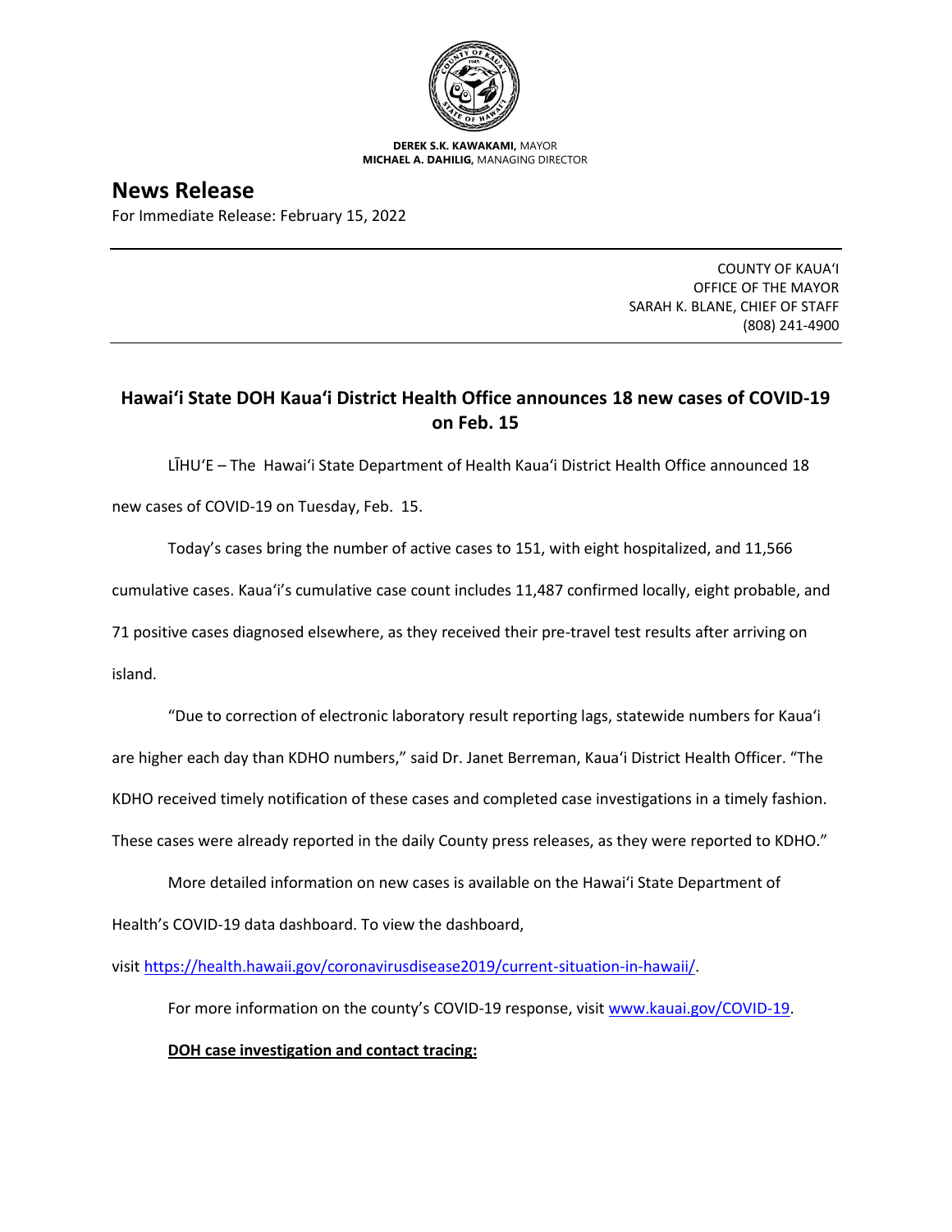**DEREK S.K. KAWAKAMI,** MAYOR
**MICHAEL A. DAHILIG,** MANAGING DIRECTOR

# News Release

For Immediate Release: February 15, 2022

COUNTY OF KAUAʻI
OFFICE OF THE MAYOR
SARAH K. BLANE, CHIEF OF STAFF
(808) 241-4900

## Hawaiʻi State DOH Kauaʻi District Health Office announces 18 new cases of COVID-19 on Feb. 15

LĪHUʻE – The Hawaiʻi State Department of Health Kauaʻi District Health Office announced 18 new cases of COVID-19 on Tuesday, Feb. 15.

Today's cases bring the number of active cases to 151, with eight hospitalized, and 11,566 cumulative cases. Kauaʻi's cumulative case count includes 11,487 confirmed locally, eight probable, and 71 positive cases diagnosed elsewhere, as they received their pre-travel test results after arriving on island.

"Due to correction of electronic laboratory result reporting lags, statewide numbers for Kauaʻi are higher each day than KDHO numbers," said Dr. Janet Berreman, Kauaʻi District Health Officer. "The KDHO received timely notification of these cases and completed case investigations in a timely fashion. These cases were already reported in the daily County press releases, as they were reported to KDHO."

More detailed information on new cases is available on the Hawaiʻi State Department of Health's COVID-19 data dashboard. To view the dashboard, visit [https://health.hawaii.gov/coronavirusdisease2019/current-situation-in-hawaii/](https://health.hawaii.gov/coronavirusdisease2019/current-situation-in-hawaii/).

For more information on the county's COVID-19 response, visit [www.kauai.gov/COVID-19](www.kauai.gov/COVID-19).

**DOH case investigation and contact tracing:**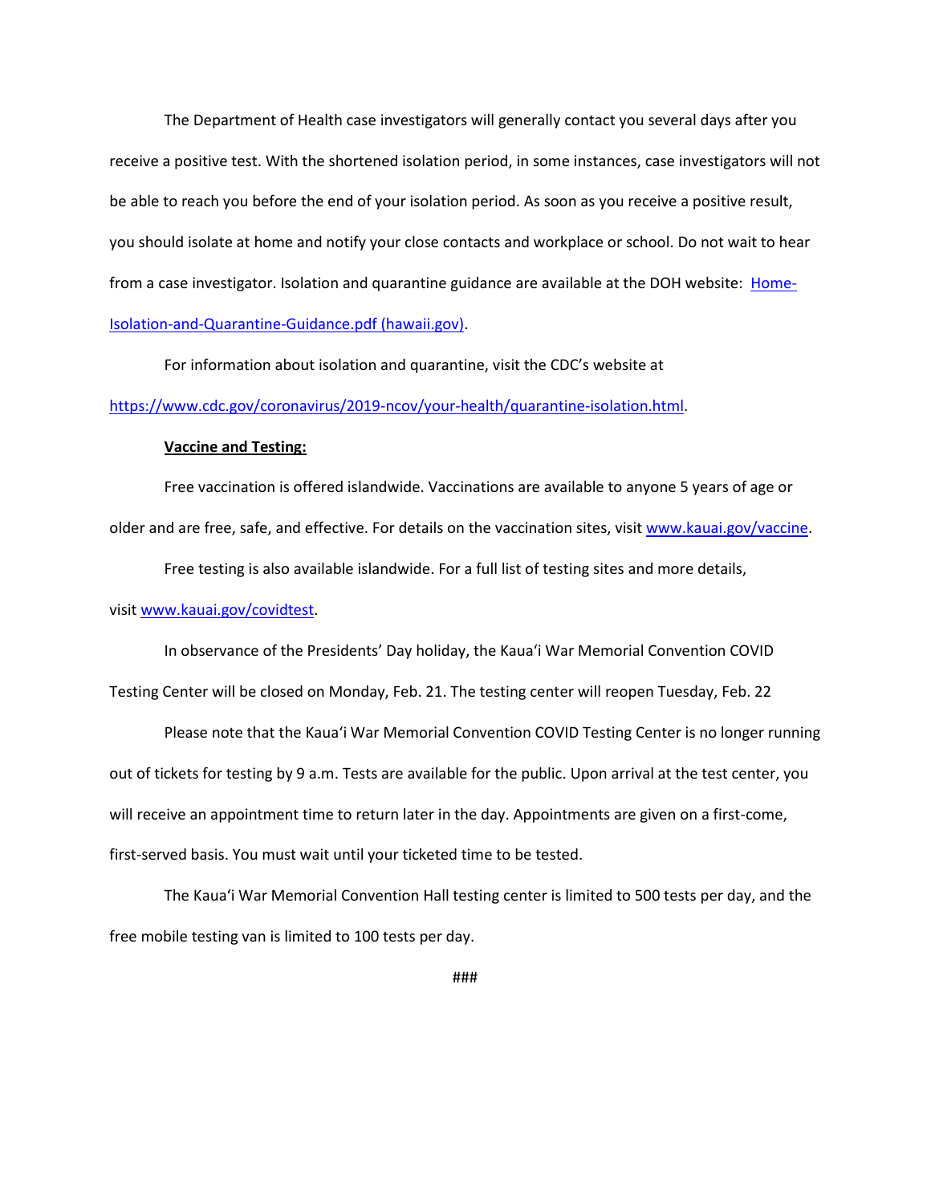The Department of Health case investigators will generally contact you several days after you receive a positive test. With the shortened isolation period, in some instances, case investigators will not be able to reach you before the end of your isolation period. As soon as you receive a positive result, you should isolate at home and notify your close contacts and workplace or school. Do not wait to hear from a case investigator. Isolation and quarantine guidance are available at the DOH website: [Home-Isolation-and-Quarantine-Guidance.pdf (hawaii.gov)]().

For information about isolation and quarantine, visit the CDC's website at [https://www.cdc.gov/coronavirus/2019-ncov/your-health/quarantine-isolation.html](https://www.cdc.gov/coronavirus/2019-ncov/your-health/quarantine-isolation.html).

**Vaccine and Testing:**

Free vaccination is offered islandwide. Vaccinations are available to anyone 5 years of age or older and are free, safe, and effective. For details on the vaccination sites, visit [www.kauai.gov/vaccine](http://www.kauai.gov/vaccine).

Free testing is also available islandwide. For a full list of testing sites and more details, visit [www.kauai.gov/covidtest](http://www.kauai.gov/covidtest).

In observance of the Presidents' Day holiday, the Kaua'i War Memorial Convention COVID Testing Center will be closed on Monday, Feb. 21. The testing center will reopen Tuesday, Feb. 22

Please note that the Kaua'i War Memorial Convention COVID Testing Center is no longer running out of tickets for testing by 9 a.m. Tests are available for the public. Upon arrival at the test center, you will receive an appointment time to return later in the day. Appointments are given on a first-come, first-served basis. You must wait until your ticketed time to be tested.

The Kaua'i War Memorial Convention Hall testing center is limited to 500 tests per day, and the free mobile testing van is limited to 100 tests per day.

###